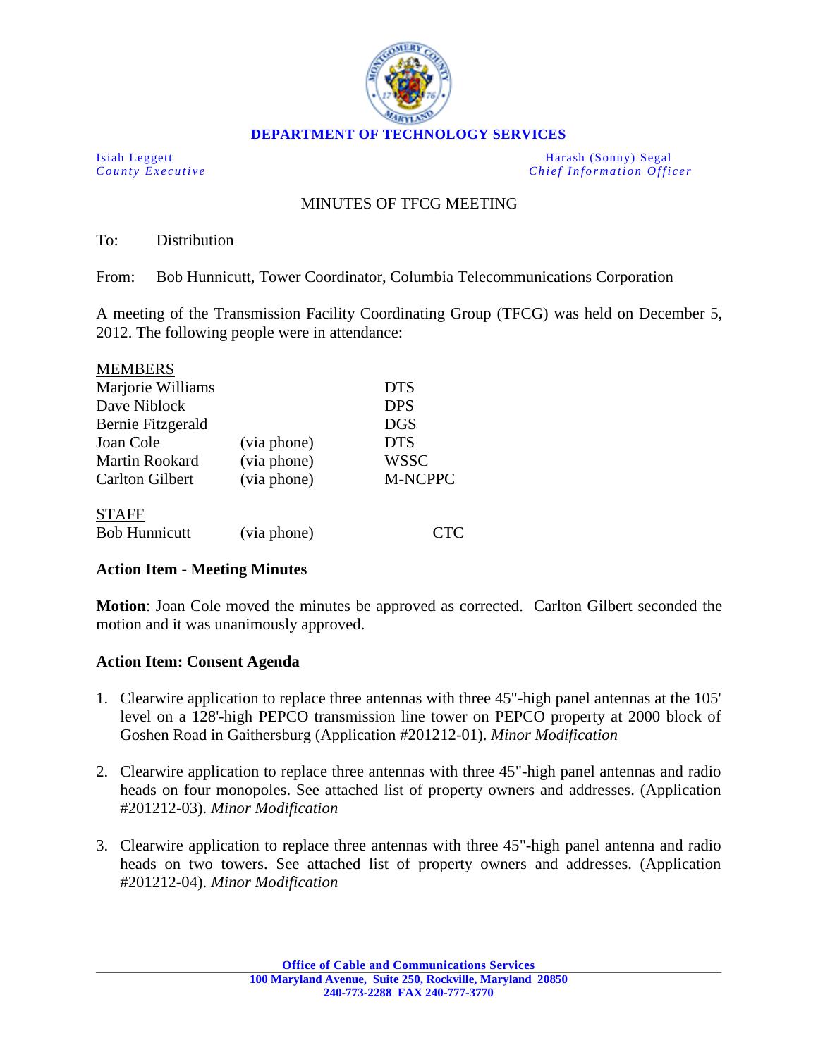**DEPARTMENT OF TECHNOLOGY SERVICES**

Isiah Leggett
*County Executive*

Harash (Sonny) Segal
*Chief Information Officer*

MINUTES OF TFCG MEETING

To: Distribution

From: Bob Hunnicutt, Tower Coordinator, Columbia Telecommunications Corporation

A meeting of the Transmission Facility Coordinating Group (TFCG) was held on December 5, 2012. The following people were in attendance:

MEMBERS

| | | |
|---|---|---|
| Marjorie Williams | | DTS |
| Dave Niblock | | DPS |
| Bernie Fitzgerald | | DGS |
| Joan Cole | (via phone) | DTS |
| Martin Rookard | (via phone) | WSSC |
| Carlton Gilbert | (via phone) | M-NCPPC |

STAFF

| | | |
|---|---|---|
| Bob Hunnicutt | (via phone) | CTC |

**Action Item - Meeting Minutes**

**Motion**: Joan Cole moved the minutes be approved as corrected. Carlton Gilbert seconded the motion and it was unanimously approved.

**Action Item: Consent Agenda**

1. Clearwire application to replace three antennas with three 45"-high panel antennas at the 105' level on a 128'-high PEPCO transmission line tower on PEPCO property at 2000 block of Goshen Road in Gaithersburg (Application #201212-01). *Minor Modification*

2. Clearwire application to replace three antennas with three 45"-high panel antennas and radio heads on four monopoles. See attached list of property owners and addresses. (Application #201212-03). *Minor Modification*

3. Clearwire application to replace three antennas with three 45"-high panel antenna and radio heads on two towers. See attached list of property owners and addresses. (Application #201212-04). *Minor Modification*

**Office of Cable and Communications Services**
**100 Maryland Avenue, Suite 250, Rockville, Maryland 20850**
**240-773-2288 FAX 240-777-3770**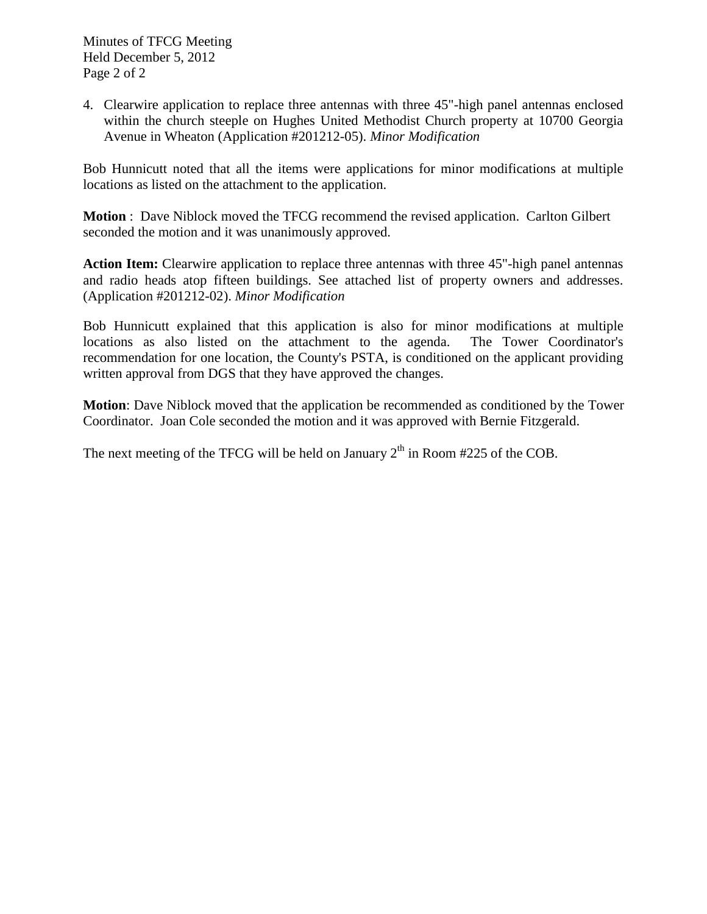4. Clearwire application to replace three antennas with three 45"-high panel antennas enclosed within the church steeple on Hughes United Methodist Church property at 10700 Georgia Avenue in Wheaton (Application #201212-05). *Minor Modification*

Bob Hunnicutt noted that all the items were applications for minor modifications at multiple locations as listed on the attachment to the application.

**Motion** : Dave Niblock moved the TFCG recommend the revised application. Carlton Gilbert seconded the motion and it was unanimously approved.

**Action Item:** Clearwire application to replace three antennas with three 45"-high panel antennas and radio heads atop fifteen buildings. See attached list of property owners and addresses. (Application #201212-02). *Minor Modification*

Bob Hunnicutt explained that this application is also for minor modifications at multiple locations as also listed on the attachment to the agenda. The Tower Coordinator's recommendation for one location, the County's PSTA, is conditioned on the applicant providing written approval from DGS that they have approved the changes.

**Motion**: Dave Niblock moved that the application be recommended as conditioned by the Tower Coordinator. Joan Cole seconded the motion and it was approved with Bernie Fitzgerald.

The next meeting of the TFCG will be held on January 2th in Room #225 of the COB.